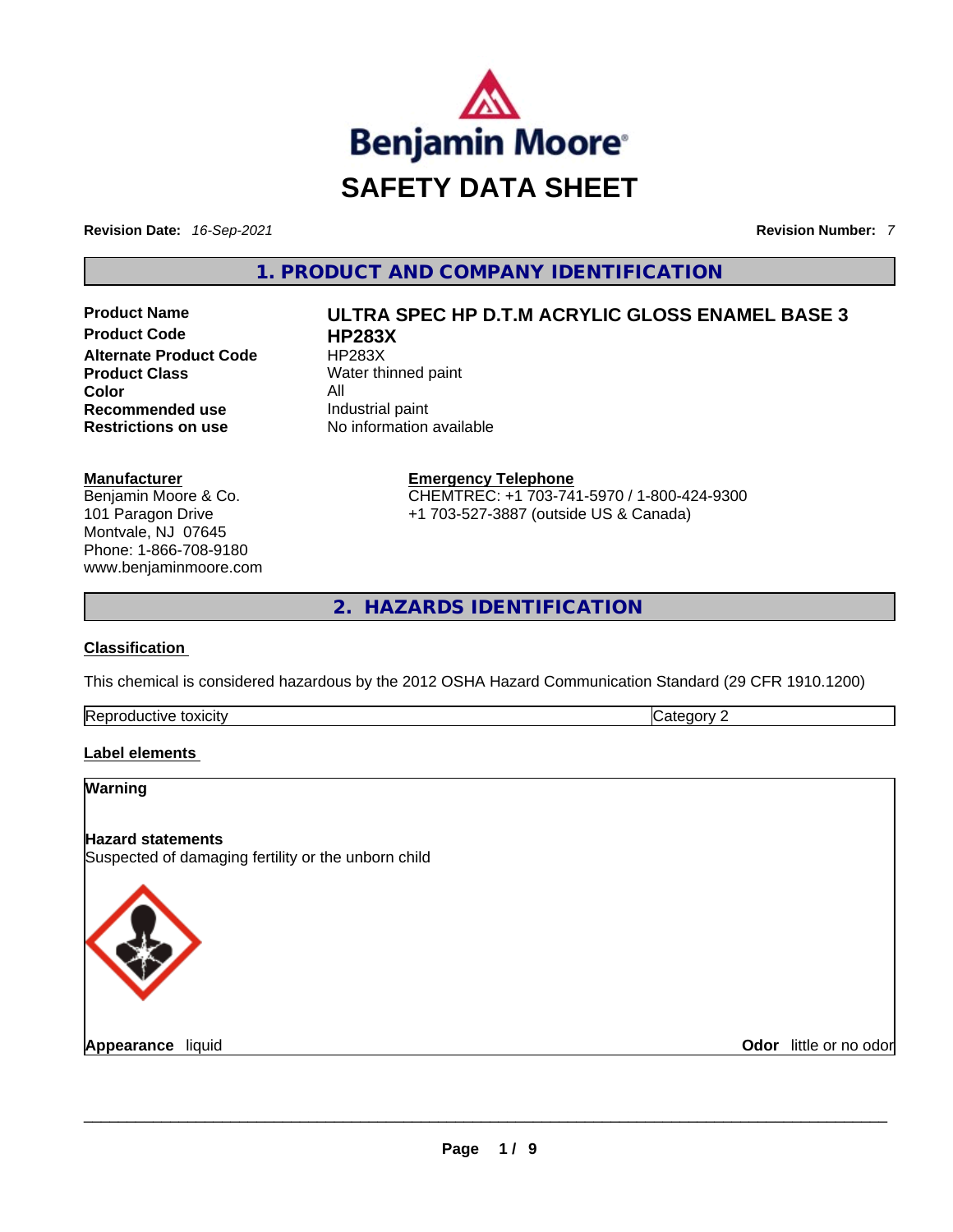# SAFETY DATA SHEET

**Revision Date:** *16-Sep-2021* **Revision Number:** *7*

## 1. PRODUCT AND COMPANY IDENTIFICATION

| | |
|---|---|
| **Product Name** | **ULTRA SPEC HP D.T.M ACRYLIC GLOSS ENAMEL BASE 3** |
| **Product Code** | **HP283X** |
| **Alternate Product Code** | HP283X |
| **Product Class** | Water thinned paint |
| **Color** | All |
| **Recommended use** | Industrial paint |
| **Restrictions on use** | No information available |

**Manufacturer**
Benjamin Moore & Co.
101 Paragon Drive
Montvale, NJ 07645
Phone: 1-866-708-9180
www.benjaminmoore.com

**Emergency Telephone**
CHEMTREC: +1 703-741-5970 / 1-800-424-9300
+1 703-527-3887 (outside US & Canada)

## 2. HAZARDS IDENTIFICATION

**Classification**

This chemical is considered hazardous by the 2012 OSHA Hazard Communication Standard (29 CFR 1910.1200)

| Reproductive toxicity | Category 2 |
|---|---|

**Label elements**

**Warning**

**Hazard statements**
Suspected of damaging fertility or the unborn child

**Appearance** liquid **Odor** little or no odor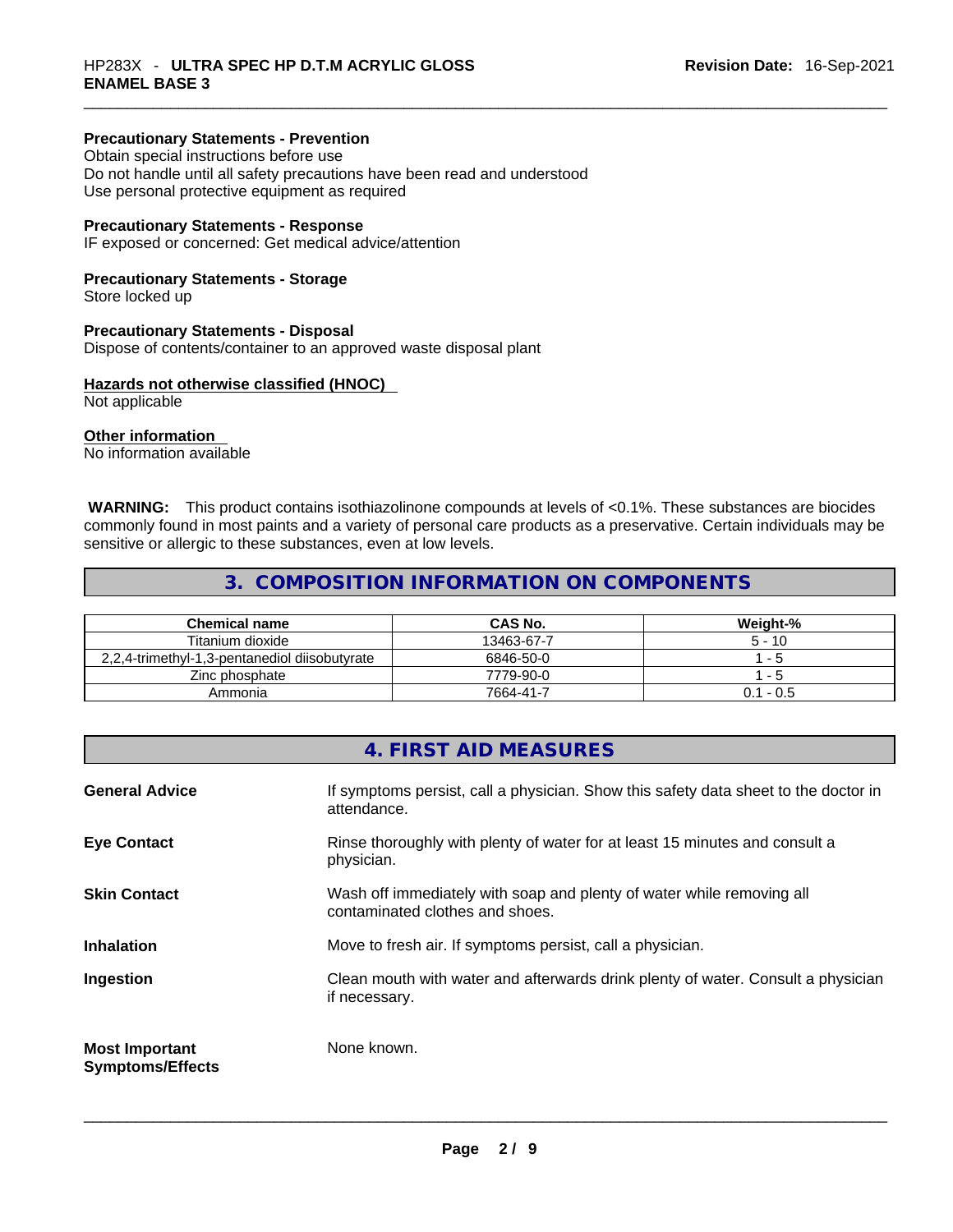**Precautionary Statements - Prevention**
Obtain special instructions before use
Do not handle until all safety precautions have been read and understood
Use personal protective equipment as required

**Precautionary Statements - Response**
IF exposed or concerned: Get medical advice/attention

**Precautionary Statements - Storage**
Store locked up

**Precautionary Statements - Disposal**
Dispose of contents/container to an approved waste disposal plant

**Hazards not otherwise classified (HNOC)**
Not applicable

**Other information**
No information available

**WARNING:** This product contains isothiazolinone compounds at levels of <0.1%. These substances are biocides commonly found in most paints and a variety of personal care products as a preservative. Certain individuals may be sensitive or allergic to these substances, even at low levels.

## 3. COMPOSITION INFORMATION ON COMPONENTS

| Chemical name | CAS No. | Weight-% |
|---|---|---|
| Titanium dioxide | 13463-67-7 | 5 - 10 |
| 2,2,4-trimethyl-1,3-pentanediol diisobutyrate | 6846-50-0 | 1 - 5 |
| Zinc phosphate | 7779-90-0 | 1 - 5 |
| Ammonia | 7664-41-7 | 0.1 - 0.5 |

## 4. FIRST AID MEASURES

**General Advice** If symptoms persist, call a physician. Show this safety data sheet to the doctor in attendance.

**Eye Contact** Rinse thoroughly with plenty of water for at least 15 minutes and consult a physician.

**Skin Contact** Wash off immediately with soap and plenty of water while removing all contaminated clothes and shoes.

**Inhalation** Move to fresh air. If symptoms persist, call a physician.

**Ingestion** Clean mouth with water and afterwards drink plenty of water. Consult a physician if necessary.

**Most Important Symptoms/Effects** None known.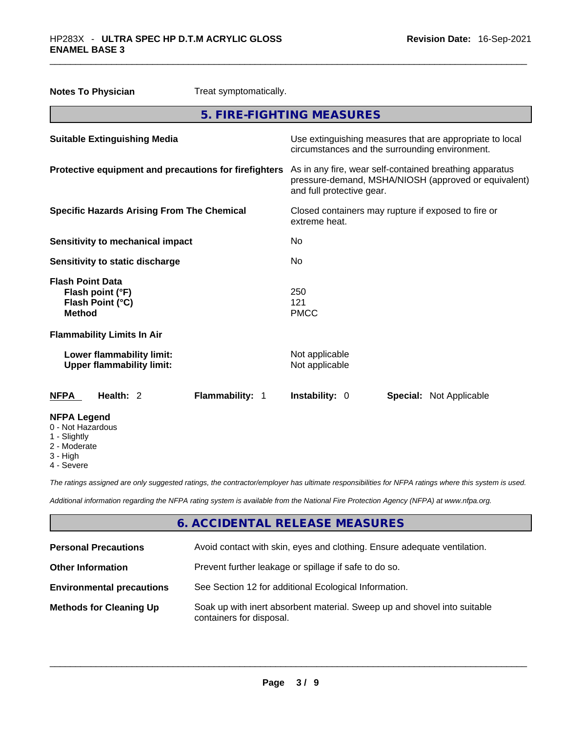**Notes To Physician** Treat symptomatically.

## 5. FIRE-FIGHTING MEASURES

| | |
|---|---|
| **Suitable Extinguishing Media** | Use extinguishing measures that are appropriate to local circumstances and the surrounding environment. |
| **Protective equipment and precautions for firefighters** | As in any fire, wear self-contained breathing apparatus pressure-demand, MSHA/NIOSH (approved or equivalent) and full protective gear. |
| **Specific Hazards Arising From The Chemical** | Closed containers may rupture if exposed to fire or extreme heat. |
| **Sensitivity to mechanical impact** | No |
| **Sensitivity to static discharge** | No |

**Flash Point Data**

| | |
|---|---|
| **Flash point (°F)** | 250 |
| **Flash Point (°C)** | 121 |
| **Method** | PMCC |

**Flammability Limits In Air**

| | |
|---|---|
| **Lower flammability limit:** | Not applicable |
| **Upper flammability limit:** | Not applicable |

**NFPA** **Health:** 2 **Flammability:** 1 **Instability:** 0 **Special:** Not Applicable

**NFPA Legend**
- 0 - Not Hazardous
- 1 - Slightly
- 2 - Moderate
- 3 - High
- 4 - Severe

*The ratings assigned are only suggested ratings, the contractor/employer has ultimate responsibilities for NFPA ratings where this system is used.*

*Additional information regarding the NFPA rating system is available from the National Fire Protection Agency (NFPA) at www.nfpa.org.*

## 6. ACCIDENTAL RELEASE MEASURES

| | |
|---|---|
| **Personal Precautions** | Avoid contact with skin, eyes and clothing. Ensure adequate ventilation. |
| **Other Information** | Prevent further leakage or spillage if safe to do so. |
| **Environmental precautions** | See Section 12 for additional Ecological Information. |
| **Methods for Cleaning Up** | Soak up with inert absorbent material. Sweep up and shovel into suitable containers for disposal. |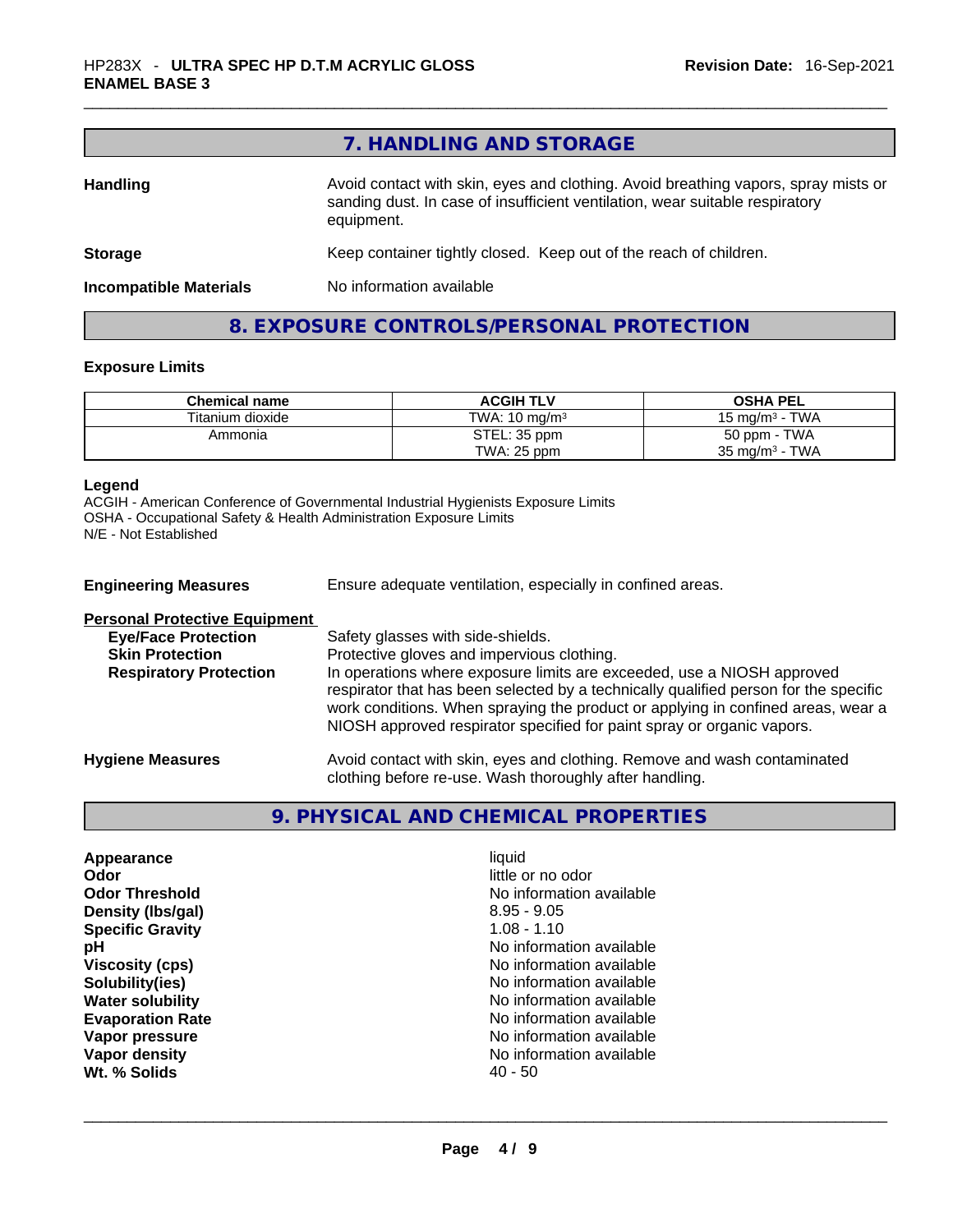## 7. HANDLING AND STORAGE

**Handling** — Avoid contact with skin, eyes and clothing. Avoid breathing vapors, spray mists or sanding dust. In case of insufficient ventilation, wear suitable respiratory equipment.

**Storage** — Keep container tightly closed. Keep out of the reach of children.

**Incompatible Materials** — No information available

## 8. EXPOSURE CONTROLS/PERSONAL PROTECTION

### Exposure Limits

| Chemical name | ACGIH TLV | OSHA PEL |
|---|---|---|
| Titanium dioxide | TWA: 10 mg/m³ | 15 mg/m³ - TWA |
| Ammonia | STEL: 35 ppm<br>TWA: 25 ppm | 50 ppm - TWA<br>35 mg/m³ - TWA |

**Legend**
ACGIH - American Conference of Governmental Industrial Hygienists Exposure Limits
OSHA - Occupational Safety & Health Administration Exposure Limits
N/E - Not Established

**Engineering Measures** — Ensure adequate ventilation, especially in confined areas.

**Personal Protective Equipment**

- **Eye/Face Protection** — Safety glasses with side-shields.
- **Skin Protection** — Protective gloves and impervious clothing.
- **Respiratory Protection** — In operations where exposure limits are exceeded, use a NIOSH approved respirator that has been selected by a technically qualified person for the specific work conditions. When spraying the product or applying in confined areas, wear a NIOSH approved respirator specified for paint spray or organic vapors.

**Hygiene Measures** — Avoid contact with skin, eyes and clothing. Remove and wash contaminated clothing before re-use. Wash thoroughly after handling.

## 9. PHYSICAL AND CHEMICAL PROPERTIES

| Property | Value |
|---|---|
| **Appearance** | liquid |
| **Odor** | little or no odor |
| **Odor Threshold** | No information available |
| **Density (lbs/gal)** | 8.95 - 9.05 |
| **Specific Gravity** | 1.08 - 1.10 |
| **pH** | No information available |
| **Viscosity (cps)** | No information available |
| **Solubility(ies)** | No information available |
| **Water solubility** | No information available |
| **Evaporation Rate** | No information available |
| **Vapor pressure** | No information available |
| **Vapor density** | No information available |
| **Wt. % Solids** | 40 - 50 |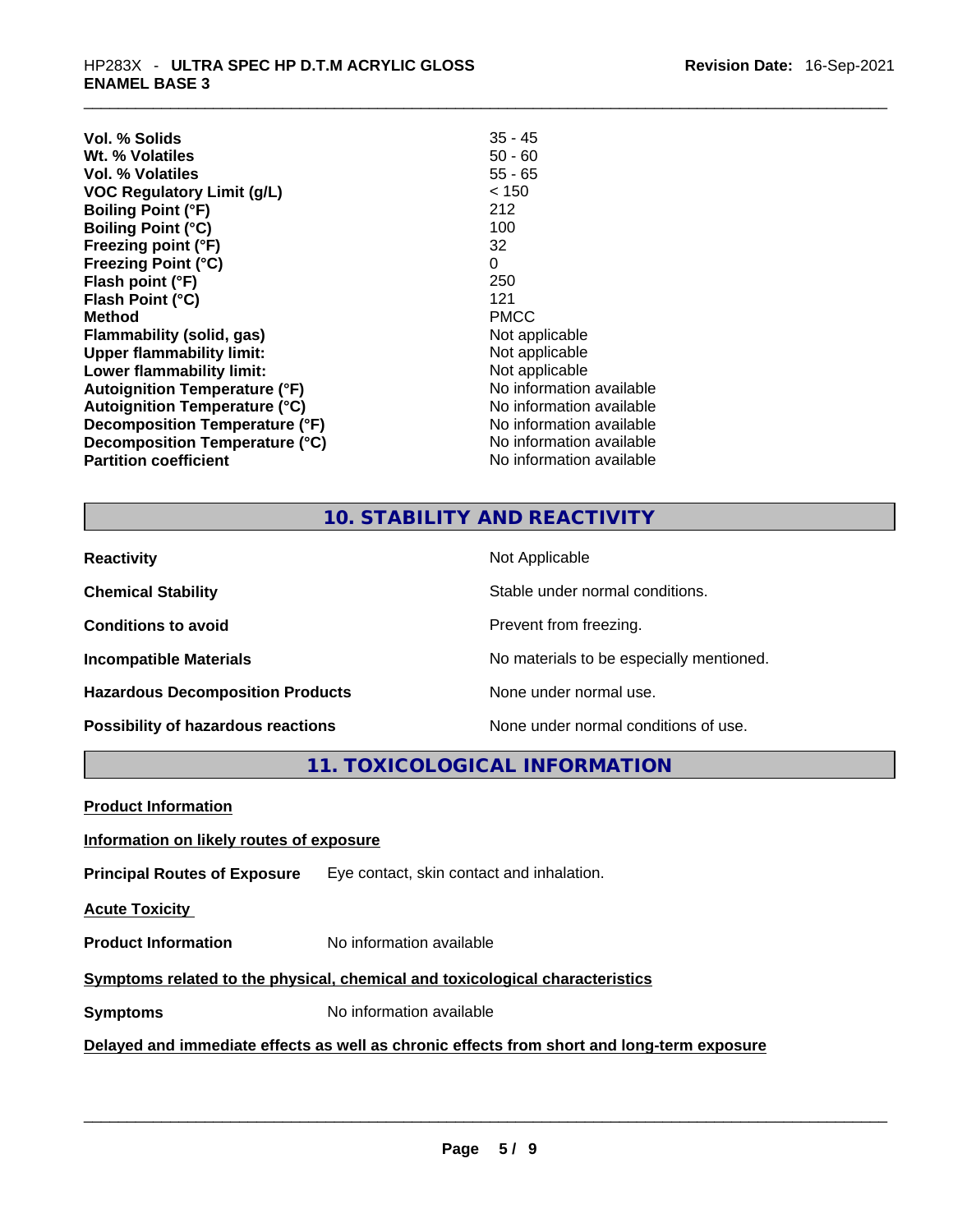| | |
|---|---|
| **Vol. % Solids** | 35 - 45 |
| **Wt. % Volatiles** | 50 - 60 |
| **Vol. % Volatiles** | 55 - 65 |
| **VOC Regulatory Limit (g/L)** | < 150 |
| **Boiling Point (°F)** | 212 |
| **Boiling Point (°C)** | 100 |
| **Freezing point (°F)** | 32 |
| **Freezing Point (°C)** | 0 |
| **Flash point (°F)** | 250 |
| **Flash Point (°C)** | 121 |
| **Method** | PMCC |
| **Flammability (solid, gas)** | Not applicable |
| **Upper flammability limit:** | Not applicable |
| **Lower flammability limit:** | Not applicable |
| **Autoignition Temperature (°F)** | No information available |
| **Autoignition Temperature (°C)** | No information available |
| **Decomposition Temperature (°F)** | No information available |
| **Decomposition Temperature (°C)** | No information available |
| **Partition coefficient** | No information available |

## 10. STABILITY AND REACTIVITY

| | |
|---|---|
| **Reactivity** | Not Applicable |
| **Chemical Stability** | Stable under normal conditions. |
| **Conditions to avoid** | Prevent from freezing. |
| **Incompatible Materials** | No materials to be especially mentioned. |
| **Hazardous Decomposition Products** | None under normal use. |
| **Possibility of hazardous reactions** | None under normal conditions of use. |

## 11. TOXICOLOGICAL INFORMATION

**Product Information**

**Information on likely routes of exposure**

**Principal Routes of Exposure** Eye contact, skin contact and inhalation.

**Acute Toxicity**

**Product Information** No information available

**Symptoms related to the physical, chemical and toxicological characteristics**

**Symptoms** No information available

**Delayed and immediate effects as well as chronic effects from short and long-term exposure**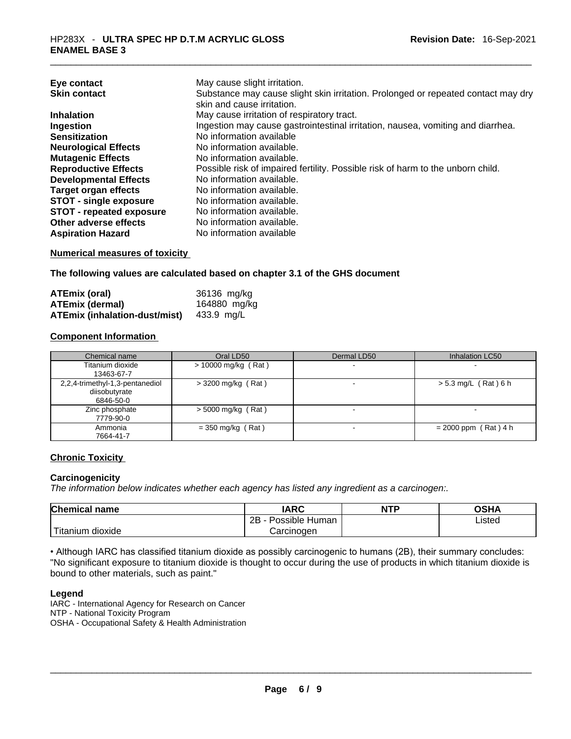| | |
|---|---|
| **Eye contact** | May cause slight irritation. |
| **Skin contact** | Substance may cause slight skin irritation. Prolonged or repeated contact may dry skin and cause irritation. |
| **Inhalation** | May cause irritation of respiratory tract. |
| **Ingestion** | Ingestion may cause gastrointestinal irritation, nausea, vomiting and diarrhea. |
| **Sensitization** | No information available |
| **Neurological Effects** | No information available. |
| **Mutagenic Effects** | No information available. |
| **Reproductive Effects** | Possible risk of impaired fertility. Possible risk of harm to the unborn child. |
| **Developmental Effects** | No information available. |
| **Target organ effects** | No information available. |
| **STOT - single exposure** | No information available. |
| **STOT - repeated exposure** | No information available. |
| **Other adverse effects** | No information available. |
| **Aspiration Hazard** | No information available |

**Numerical measures of toxicity**

**The following values are calculated based on chapter 3.1 of the GHS document**

| | |
|---|---|
| **ATEmix (oral)** | 36136 mg/kg |
| **ATEmix (dermal)** | 164880 mg/kg |
| **ATEmix (inhalation-dust/mist)** | 433.9 mg/L |

**Component Information**

| Chemical name | Oral LD50 | Dermal LD50 | Inhalation LC50 |
|---|---|---|---|
| Titanium dioxide 13463-67-7 | > 10000 mg/kg ( Rat ) | - | - |
| 2,2,4-trimethyl-1,3-pentanediol diisobutyrate 6846-50-0 | > 3200 mg/kg ( Rat ) | - | > 5.3 mg/L ( Rat ) 6 h |
| Zinc phosphate 7779-90-0 | > 5000 mg/kg ( Rat ) | - | - |
| Ammonia 7664-41-7 | = 350 mg/kg ( Rat ) | - | = 2000 ppm ( Rat ) 4 h |

**Chronic Toxicity**

**Carcinogenicity**

*The information below indicates whether each agency has listed any ingredient as a carcinogen:.*

| Chemical name | IARC | NTP | OSHA |
|---|---|---|---|
| Titanium dioxide | 2B - Possible Human Carcinogen | | Listed |

• Although IARC has classified titanium dioxide as possibly carcinogenic to humans (2B), their summary concludes: "No significant exposure to titanium dioxide is thought to occur during the use of products in which titanium dioxide is bound to other materials, such as paint."

**Legend**

IARC - International Agency for Research on Cancer
NTP - National Toxicity Program
OSHA - Occupational Safety & Health Administration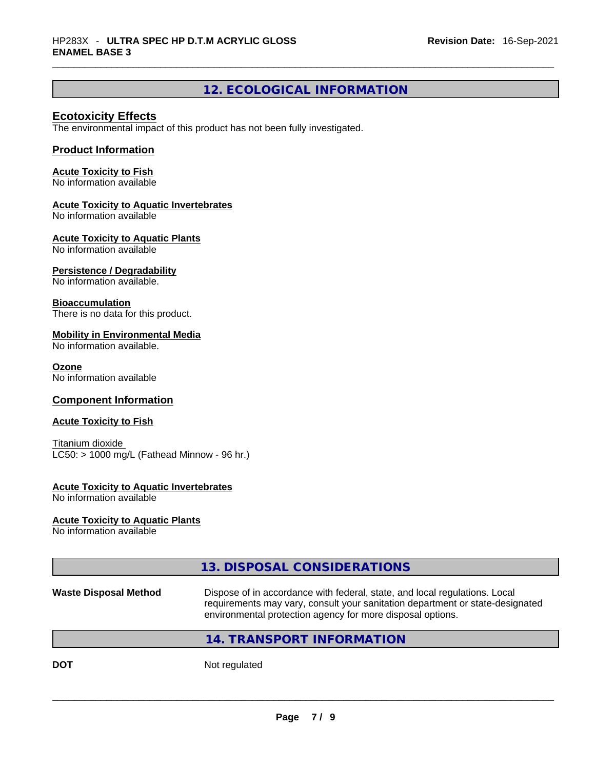## 12. ECOLOGICAL INFORMATION

### Ecotoxicity Effects

The environmental impact of this product has not been fully investigated.

### Product Information

**Acute Toxicity to Fish**
No information available

**Acute Toxicity to Aquatic Invertebrates**
No information available

**Acute Toxicity to Aquatic Plants**
No information available

**Persistence / Degradability**
No information available.

**Bioaccumulation**
There is no data for this product.

**Mobility in Environmental Media**
No information available.

**Ozone**
No information available

### Component Information

**Acute Toxicity to Fish**

Titanium dioxide
LC50: > 1000 mg/L (Fathead Minnow - 96 hr.)

**Acute Toxicity to Aquatic Invertebrates**
No information available

**Acute Toxicity to Aquatic Plants**
No information available

## 13. DISPOSAL CONSIDERATIONS

**Waste Disposal Method** Dispose of in accordance with federal, state, and local regulations. Local requirements may vary, consult your sanitation department or state-designated environmental protection agency for more disposal options.

## 14. TRANSPORT INFORMATION

**DOT** Not regulated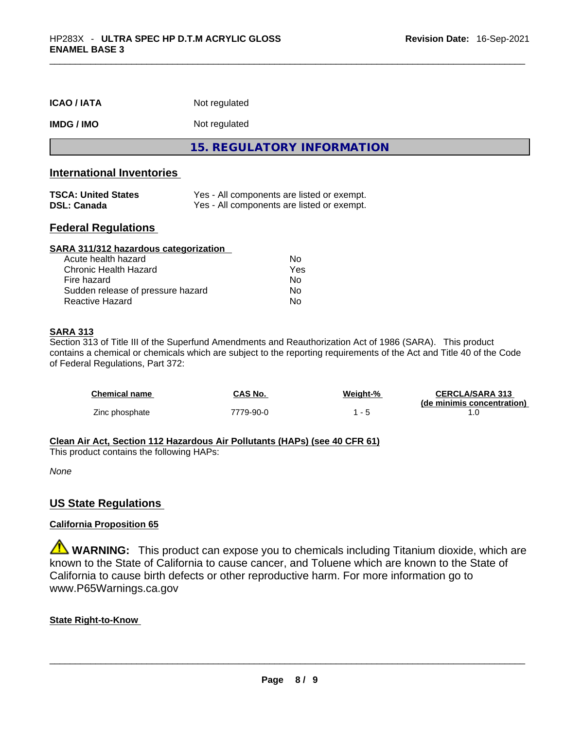| | |
|---|---|
| **ICAO / IATA** | Not regulated |
| **IMDG / IMO** | Not regulated |

## 15. REGULATORY INFORMATION

### International Inventories

| | |
|---|---|
| **TSCA: United States** | Yes - All components are listed or exempt. |
| **DSL: Canada** | Yes - All components are listed or exempt. |

### Federal Regulations

**SARA 311/312 hazardous categorization**

| | |
|---|---|
| Acute health hazard | No |
| Chronic Health Hazard | Yes |
| Fire hazard | No |
| Sudden release of pressure hazard | No |
| Reactive Hazard | No |

**SARA 313**

Section 313 of Title III of the Superfund Amendments and Reauthorization Act of 1986 (SARA). This product contains a chemical or chemicals which are subject to the reporting requirements of the Act and Title 40 of the Code of Federal Regulations, Part 372:

| Chemical name | CAS No. | Weight-% | CERCLA/SARA 313 (de minimis concentration) |
|---|---|---|---|
| Zinc phosphate | 7779-90-0 | 1 - 5 | 1.0 |

**Clean Air Act, Section 112 Hazardous Air Pollutants (HAPs) (see 40 CFR 61)**

This product contains the following HAPs:

*None*

### US State Regulations

**California Proposition 65**

⚠ **WARNING:** This product can expose you to chemicals including Titanium dioxide, which are known to the State of California to cause cancer, and Toluene which are known to the State of California to cause birth defects or other reproductive harm. For more information go to www.P65Warnings.ca.gov

**State Right-to-Know**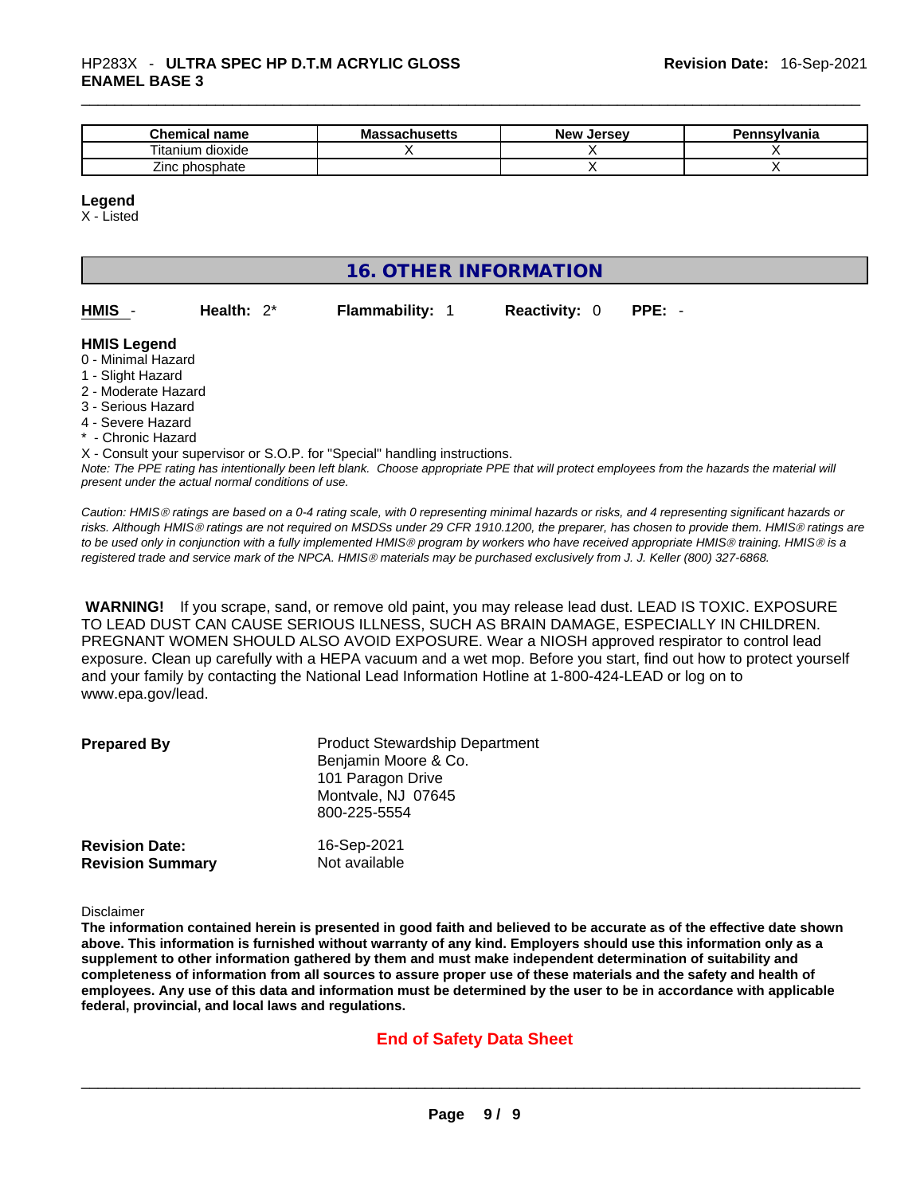| Chemical name | Massachusetts | New Jersey | Pennsylvania |
|---|---|---|---|
| Titanium dioxide | X | X | X |
| Zinc phosphate | | X | X |

**Legend**
X - Listed

## 16. OTHER INFORMATION

**HMIS** - **Health:** 2* **Flammability:** 1 **Reactivity:** 0 **PPE:** -

**HMIS Legend**
0 - Minimal Hazard
1 - Slight Hazard
2 - Moderate Hazard
3 - Serious Hazard
4 - Severe Hazard
* - Chronic Hazard
X - Consult your supervisor or S.O.P. for "Special" handling instructions.
*Note: The PPE rating has intentionally been left blank. Choose appropriate PPE that will protect employees from the hazards the material will present under the actual normal conditions of use.*

*Caution: HMIS® ratings are based on a 0-4 rating scale, with 0 representing minimal hazards or risks, and 4 representing significant hazards or risks. Although HMIS® ratings are not required on MSDSs under 29 CFR 1910.1200, the preparer, has chosen to provide them. HMIS® ratings are to be used only in conjunction with a fully implemented HMIS® program by workers who have received appropriate HMIS® training. HMIS® is a registered trade and service mark of the NPCA. HMIS® materials may be purchased exclusively from J. J. Keller (800) 327-6868.*

**WARNING!** If you scrape, sand, or remove old paint, you may release lead dust. LEAD IS TOXIC. EXPOSURE TO LEAD DUST CAN CAUSE SERIOUS ILLNESS, SUCH AS BRAIN DAMAGE, ESPECIALLY IN CHILDREN. PREGNANT WOMEN SHOULD ALSO AVOID EXPOSURE. Wear a NIOSH approved respirator to control lead exposure. Clean up carefully with a HEPA vacuum and a wet mop. Before you start, find out how to protect yourself and your family by contacting the National Lead Information Hotline at 1-800-424-LEAD or log on to www.epa.gov/lead.

**Prepared By** Product Stewardship Department
Benjamin Moore & Co.
101 Paragon Drive
Montvale, NJ 07645
800-225-5554

**Revision Date:** 16-Sep-2021
**Revision Summary** Not available

Disclaimer
**The information contained herein is presented in good faith and believed to be accurate as of the effective date shown above. This information is furnished without warranty of any kind. Employers should use this information only as a supplement to other information gathered by them and must make independent determination of suitability and completeness of information from all sources to assure proper use of these materials and the safety and health of employees. Any use of this data and information must be determined by the user to be in accordance with applicable federal, provincial, and local laws and regulations.**

**End of Safety Data Sheet**